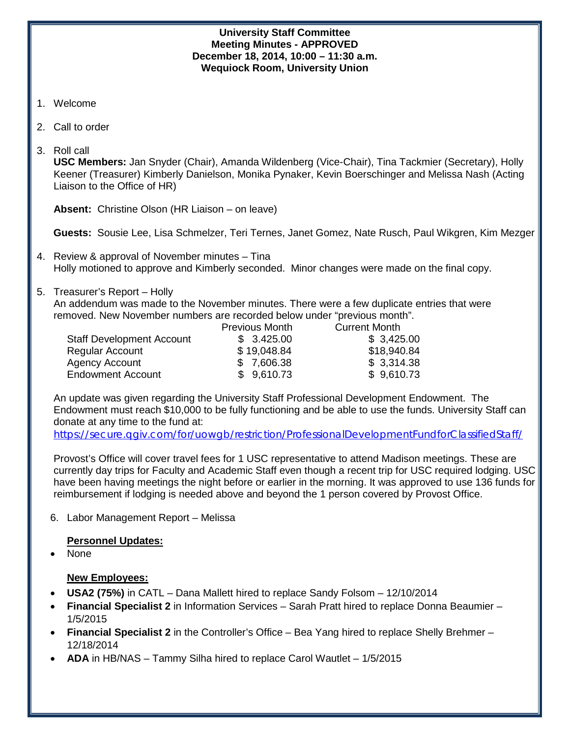**University Staff Committee**
**Meeting Minutes - APPROVED**
**December 18, 2014, 10:00 – 11:30 a.m.**
**Wequiock Room, University Union**

1. Welcome

2. Call to order

3. Roll call
   **USC Members:** Jan Snyder (Chair), Amanda Wildenberg (Vice-Chair), Tina Tackmier (Secretary), Holly Keener (Treasurer) Kimberly Danielson, Monika Pynaker, Kevin Boerschinger and Melissa Nash (Acting Liaison to the Office of HR)

   **Absent:** Christine Olson (HR Liaison – on leave)

   **Guests:** Sousie Lee, Lisa Schmelzer, Teri Ternes, Janet Gomez, Nate Rusch, Paul Wikgren, Kim Mezger

4. Review & approval of November minutes – Tina
   Holly motioned to approve and Kimberly seconded. Minor changes were made on the final copy.

5. Treasurer's Report – Holly
   An addendum was made to the November minutes. There were a few duplicate entries that were removed. New November numbers are recorded below under "previous month".

| | Previous Month | Current Month |
|---|---|---|
| Staff Development Account | $ 3.425.00 | $ 3,425.00 |
| Regular Account | $ 19,048.84 | $18,940.84 |
| Agency Account | $ 7,606.38 | $ 3,314.38 |
| Endowment Account | $ 9,610.73 | $ 9,610.73 |

   An update was given regarding the University Staff Professional Development Endowment. The Endowment must reach $10,000 to be fully functioning and be able to use the funds. University Staff can donate at any time to the fund at:
   https://secure.qgiv.com/for/uowgb/restriction/ProfessionalDevelopmentFundforClassifiedStaff/

   Provost's Office will cover travel fees for 1 USC representative to attend Madison meetings. These are currently day trips for Faculty and Academic Staff even though a recent trip for USC required lodging. USC have been having meetings the night before or earlier in the morning. It was approved to use 136 funds for reimbursement if lodging is needed above and beyond the 1 person covered by Provost Office.

6. Labor Management Report – Melissa

   **Personnel Updates:**

   - None

   **New Employees:**

   - **USA2 (75%)** in CATL – Dana Mallett hired to replace Sandy Folsom – 12/10/2014
   - **Financial Specialist 2** in Information Services – Sarah Pratt hired to replace Donna Beaumier – 1/5/2015
   - **Financial Specialist 2** in the Controller's Office – Bea Yang hired to replace Shelly Brehmer – 12/18/2014
   - **ADA** in HB/NAS – Tammy Silha hired to replace Carol Wautlet – 1/5/2015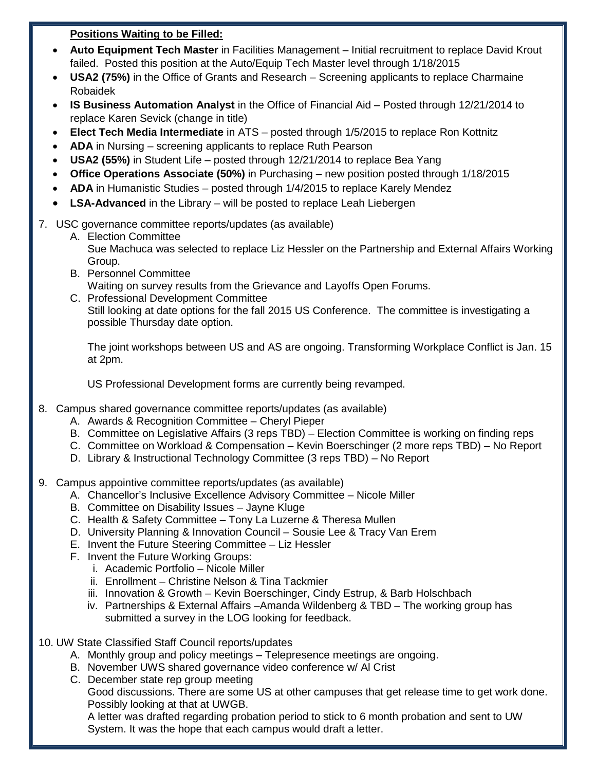**Positions Waiting to be Filled:**

- **Auto Equipment Tech Master** in Facilities Management – Initial recruitment to replace David Krout failed. Posted this position at the Auto/Equip Tech Master level through 1/18/2015
- **USA2 (75%)** in the Office of Grants and Research – Screening applicants to replace Charmaine Robaidek
- **IS Business Automation Analyst** in the Office of Financial Aid – Posted through 12/21/2014 to replace Karen Sevick (change in title)
- **Elect Tech Media Intermediate** in ATS – posted through 1/5/2015 to replace Ron Kottnitz
- **ADA** in Nursing – screening applicants to replace Ruth Pearson
- **USA2 (55%)** in Student Life – posted through 12/21/2014 to replace Bea Yang
- **Office Operations Associate (50%)** in Purchasing – new position posted through 1/18/2015
- **ADA** in Humanistic Studies – posted through 1/4/2015 to replace Karely Mendez
- **LSA-Advanced** in the Library – will be posted to replace Leah Liebergen

7. USC governance committee reports/updates (as available)
   A. Election Committee
      Sue Machuca was selected to replace Liz Hessler on the Partnership and External Affairs Working Group.
   B. Personnel Committee
      Waiting on survey results from the Grievance and Layoffs Open Forums.
   C. Professional Development Committee
      Still looking at date options for the fall 2015 US Conference. The committee is investigating a possible Thursday date option.

      The joint workshops between US and AS are ongoing. Transforming Workplace Conflict is Jan. 15 at 2pm.

      US Professional Development forms are currently being revamped.

8. Campus shared governance committee reports/updates (as available)
   A. Awards & Recognition Committee – Cheryl Pieper
   B. Committee on Legislative Affairs (3 reps TBD) – Election Committee is working on finding reps
   C. Committee on Workload & Compensation – Kevin Boerschinger (2 more reps TBD) – No Report
   D. Library & Instructional Technology Committee (3 reps TBD) – No Report

9. Campus appointive committee reports/updates (as available)
   A. Chancellor's Inclusive Excellence Advisory Committee – Nicole Miller
   B. Committee on Disability Issues – Jayne Kluge
   C. Health & Safety Committee – Tony La Luzerne & Theresa Mullen
   D. University Planning & Innovation Council – Sousie Lee & Tracy Van Erem
   E. Invent the Future Steering Committee – Liz Hessler
   F. Invent the Future Working Groups:
      i. Academic Portfolio – Nicole Miller
      ii. Enrollment – Christine Nelson & Tina Tackmier
      iii. Innovation & Growth – Kevin Boerschinger, Cindy Estrup, & Barb Holschbach
      iv. Partnerships & External Affairs –Amanda Wildenberg & TBD – The working group has submitted a survey in the LOG looking for feedback.

10. UW State Classified Staff Council reports/updates
    A. Monthly group and policy meetings – Telepresence meetings are ongoing.
    B. November UWS shared governance video conference w/ Al Crist
    C. December state rep group meeting
       Good discussions. There are some US at other campuses that get release time to get work done. Possibly looking at that at UWGB.
       A letter was drafted regarding probation period to stick to 6 month probation and sent to UW System. It was the hope that each campus would draft a letter.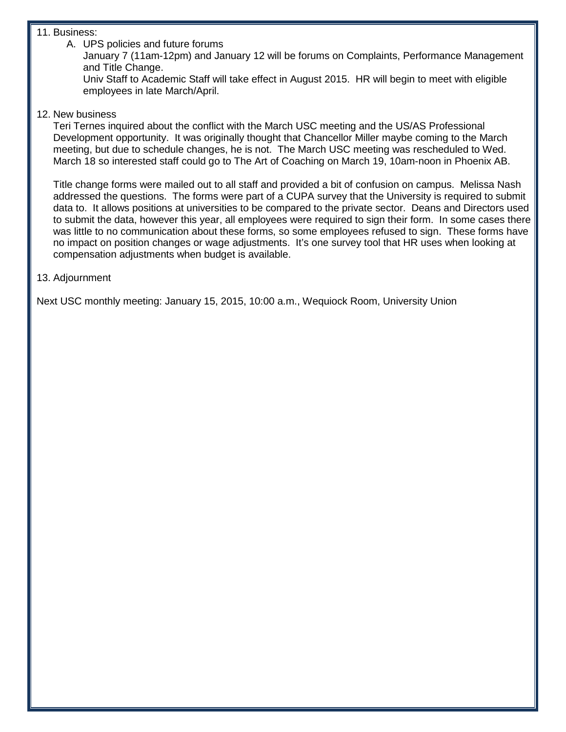11. Business:

    A. UPS policies and future forums
    January 7 (11am-12pm) and January 12 will be forums on Complaints, Performance Management and Title Change.
    Univ Staff to Academic Staff will take effect in August 2015. HR will begin to meet with eligible employees in late March/April.

12. New business
    Teri Ternes inquired about the conflict with the March USC meeting and the US/AS Professional Development opportunity. It was originally thought that Chancellor Miller maybe coming to the March meeting, but due to schedule changes, he is not. The March USC meeting was rescheduled to Wed. March 18 so interested staff could go to The Art of Coaching on March 19, 10am-noon in Phoenix AB.

    Title change forms were mailed out to all staff and provided a bit of confusion on campus. Melissa Nash addressed the questions. The forms were part of a CUPA survey that the University is required to submit data to. It allows positions at universities to be compared to the private sector. Deans and Directors used to submit the data, however this year, all employees were required to sign their form. In some cases there was little to no communication about these forms, so some employees refused to sign. These forms have no impact on position changes or wage adjustments. It's one survey tool that HR uses when looking at compensation adjustments when budget is available.

13. Adjournment

Next USC monthly meeting: January 15, 2015, 10:00 a.m., Wequiock Room, University Union